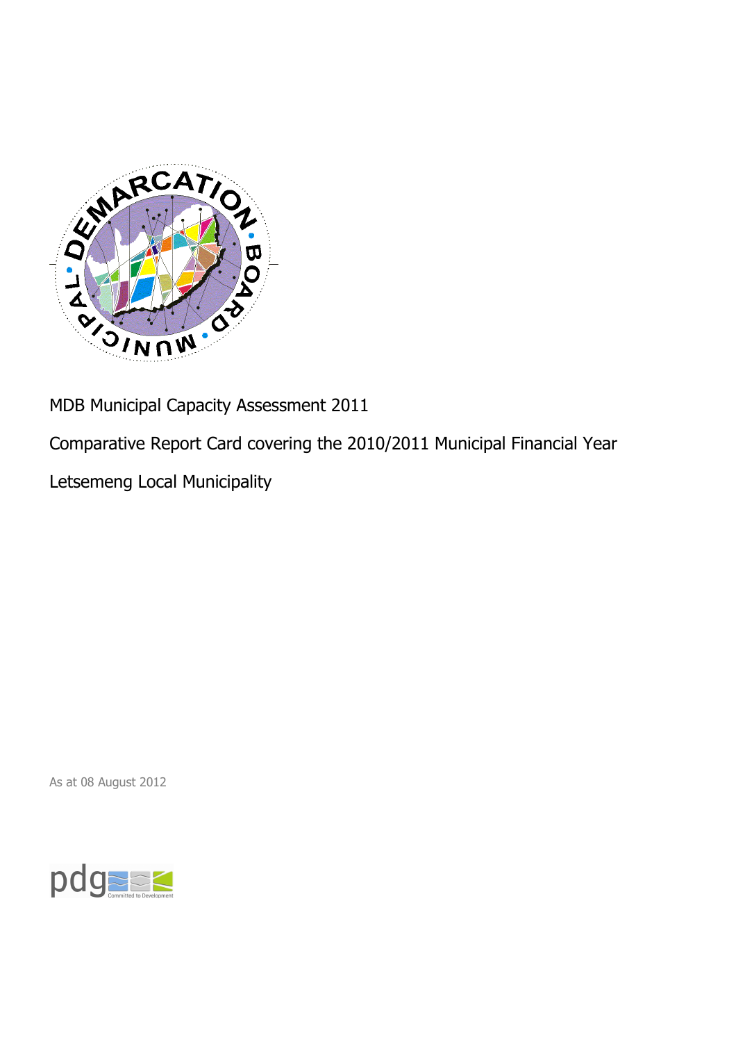# MDB Municipal Capacity Assessment 2011

## Comparative Report Card covering the 2010/2011 Municipal Financial Year

## Letsemeng Local Municipality

As at 08 August 2012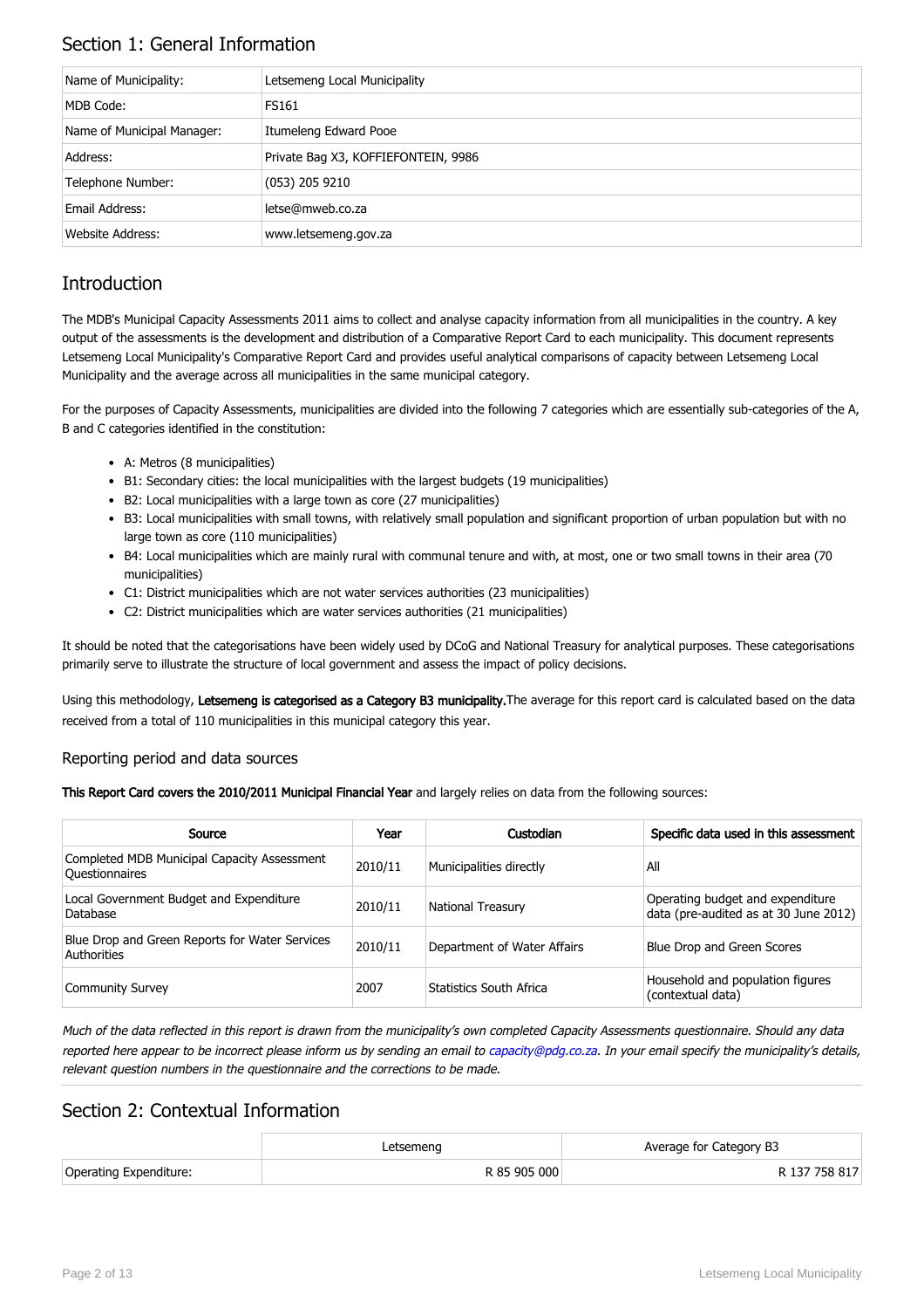## Section 1: General Information

| Name of Municipality: | Letsemeng Local Municipality |
|---|---|
| MDB Code: | FS161 |
| Name of Municipal Manager: | Itumeleng Edward Pooe |
| Address: | Private Bag X3, KOFFIEFONTEIN, 9986 |
| Telephone Number: | (053) 205 9210 |
| Email Address: | letse@mweb.co.za |
| Website Address: | www.letsemeng.gov.za |

## Introduction

The MDB's Municipal Capacity Assessments 2011 aims to collect and analyse capacity information from all municipalities in the country. A key output of the assessments is the development and distribution of a Comparative Report Card to each municipality. This document represents Letsemeng Local Municipality's Comparative Report Card and provides useful analytical comparisons of capacity between Letsemeng Local Municipality and the average across all municipalities in the same municipal category.

For the purposes of Capacity Assessments, municipalities are divided into the following 7 categories which are essentially sub-categories of the A, B and C categories identified in the constitution:

- A: Metros (8 municipalities)
- B1: Secondary cities: the local municipalities with the largest budgets (19 municipalities)
- B2: Local municipalities with a large town as core (27 municipalities)
- B3: Local municipalities with small towns, with relatively small population and significant proportion of urban population but with no large town as core (110 municipalities)
- B4: Local municipalities which are mainly rural with communal tenure and with, at most, one or two small towns in their area (70 municipalities)
- C1: District municipalities which are not water services authorities (23 municipalities)
- C2: District municipalities which are water services authorities (21 municipalities)

It should be noted that the categorisations have been widely used by DCoG and National Treasury for analytical purposes. These categorisations primarily serve to illustrate the structure of local government and assess the impact of policy decisions.

Using this methodology, **Letsemeng is categorised as a Category B3 municipality.** The average for this report card is calculated based on the data received from a total of 110 municipalities in this municipal category this year.

### Reporting period and data sources

**This Report Card covers the 2010/2011 Municipal Financial Year** and largely relies on data from the following sources:

| Source | Year | Custodian | Specific data used in this assessment |
|---|---|---|---|
| Completed MDB Municipal Capacity Assessment Questionnaires | 2010/11 | Municipalities directly | All |
| Local Government Budget and Expenditure Database | 2010/11 | National Treasury | Operating budget and expenditure data (pre-audited as at 30 June 2012) |
| Blue Drop and Green Reports for Water Services Authorities | 2010/11 | Department of Water Affairs | Blue Drop and Green Scores |
| Community Survey | 2007 | Statistics South Africa | Household and population figures (contextual data) |

*Much of the data reflected in this report is drawn from the municipality's own completed Capacity Assessments questionnaire. Should any data reported here appear to be incorrect please inform us by sending an email to capacity@pdg.co.za. In your email specify the municipality's details, relevant question numbers in the questionnaire and the corrections to be made.*

## Section 2: Contextual Information

| | Letsemeng | Average for Category B3 |
|---|---|---|
| Operating Expenditure: | R 85 905 000 | R 137 758 817 |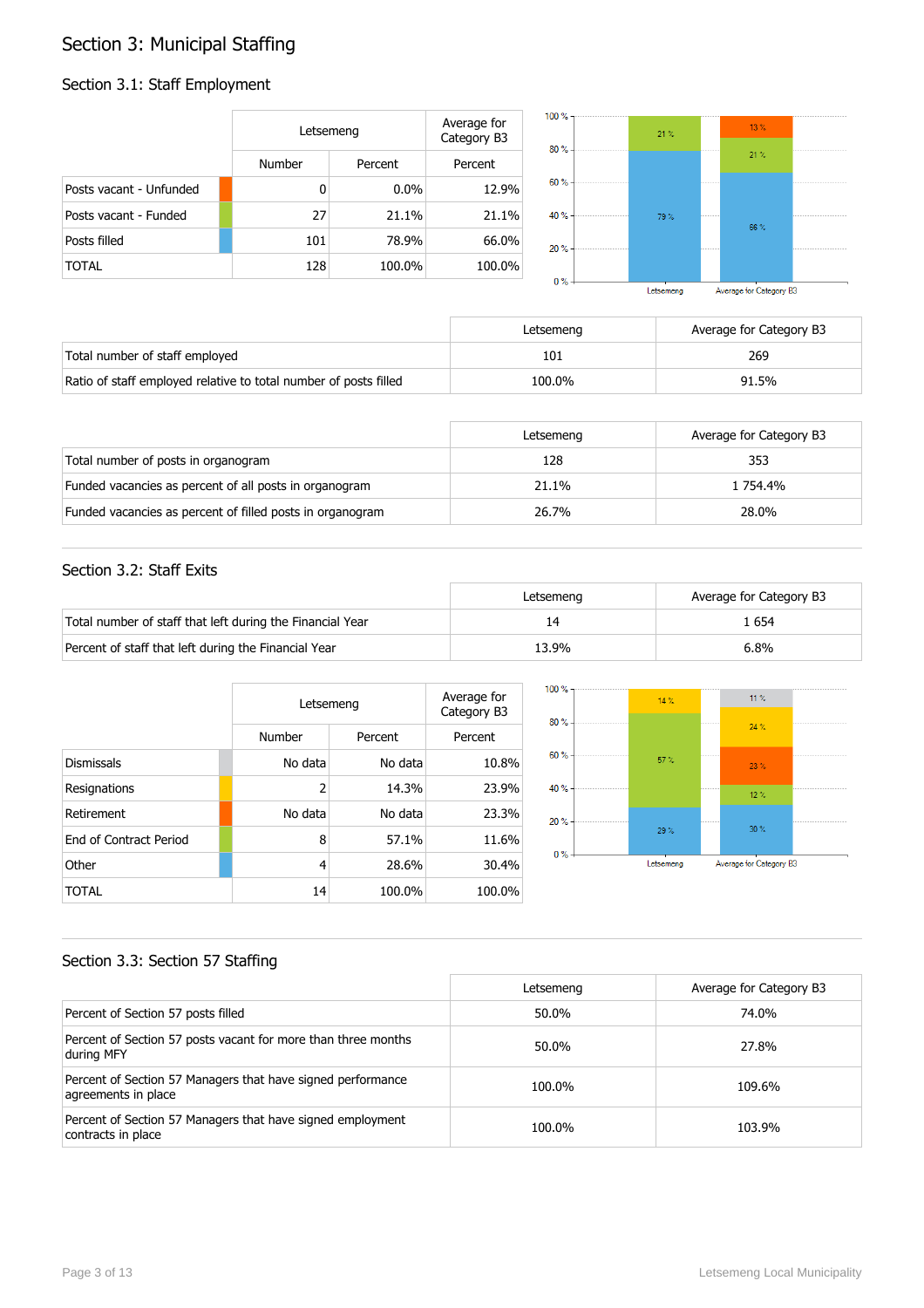# Section 3: Municipal Staffing

## Section 3.1: Staff Employment

| | Letsemeng | | Average for Category B3 |
|---|---|---|---|
| | Number | Percent | Percent |
| Posts vacant - Unfunded | 0 | 0.0% | 12.9% |
| Posts vacant - Funded | 27 | 21.1% | 21.1% |
| Posts filled | 101 | 78.9% | 66.0% |
| TOTAL | 128 | 100.0% | 100.0% |

| | Letsemeng | Average for Category B3 |
|---|---|---|
| Total number of staff employed | 101 | 269 |
| Ratio of staff employed relative to total number of posts filled | 100.0% | 91.5% |

| | Letsemeng | Average for Category B3 |
|---|---|---|
| Total number of posts in organogram | 128 | 353 |
| Funded vacancies as percent of all posts in organogram | 21.1% | 1 754.4% |
| Funded vacancies as percent of filled posts in organogram | 26.7% | 28.0% |

## Section 3.2: Staff Exits

| | Letsemeng | Average for Category B3 |
|---|---|---|
| Total number of staff that left during the Financial Year | 14 | 1 654 |
| Percent of staff that left during the Financial Year | 13.9% | 6.8% |

| | Letsemeng | | Average for Category B3 |
|---|---|---|---|
| | Number | Percent | Percent |
| Dismissals | No data | No data | 10.8% |
| Resignations | 2 | 14.3% | 23.9% |
| Retirement | No data | No data | 23.3% |
| End of Contract Period | 8 | 57.1% | 11.6% |
| Other | 4 | 28.6% | 30.4% |
| TOTAL | 14 | 100.0% | 100.0% |

## Section 3.3: Section 57 Staffing

| | Letsemeng | Average for Category B3 |
|---|---|---|
| Percent of Section 57 posts filled | 50.0% | 74.0% |
| Percent of Section 57 posts vacant for more than three months during MFY | 50.0% | 27.8% |
| Percent of Section 57 Managers that have signed performance agreements in place | 100.0% | 109.6% |
| Percent of Section 57 Managers that have signed employment contracts in place | 100.0% | 103.9% |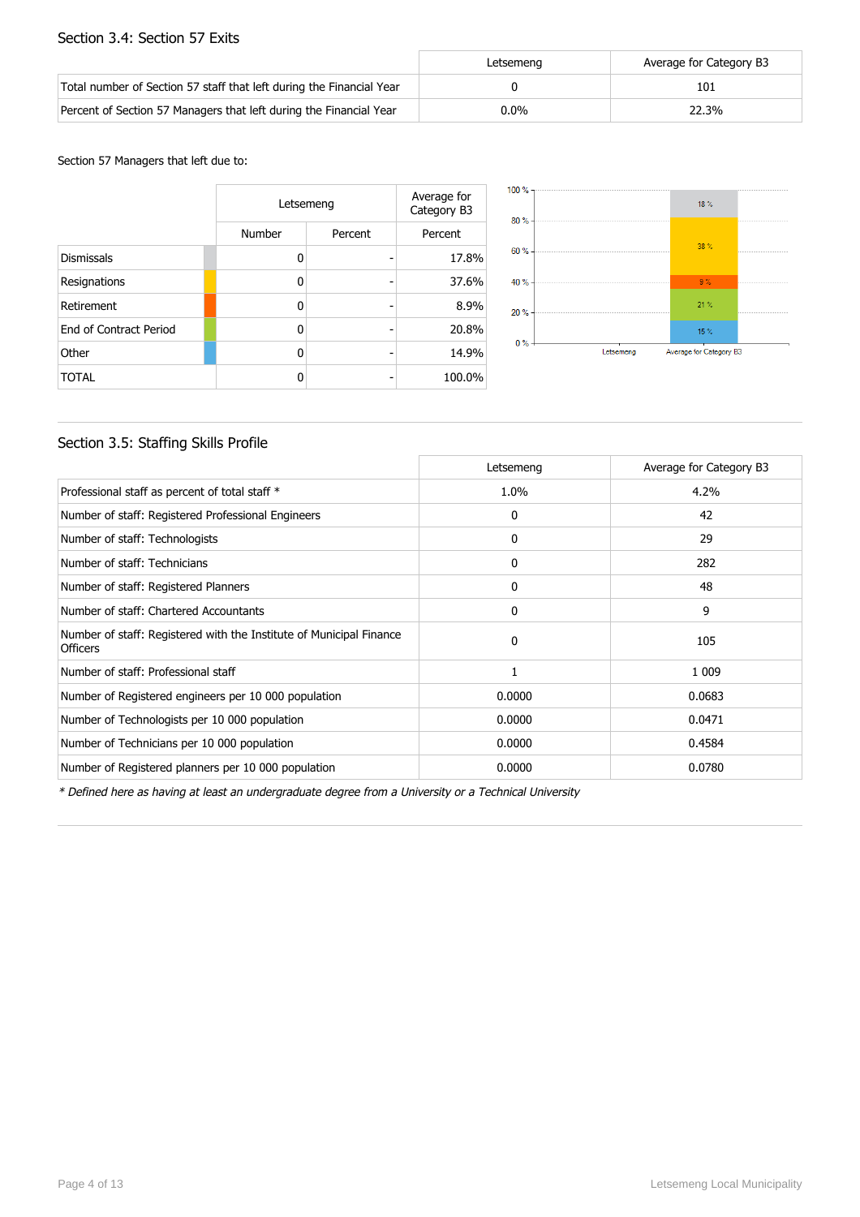## Section 3.4: Section 57 Exits

| | Letsemeng | Average for Category B3 |
|---|---|---|
| Total number of Section 57 staff that left during the Financial Year | 0 | 101 |
| Percent of Section 57 Managers that left during the Financial Year | 0.0% | 22.3% |

Section 57 Managers that left due to:

| | Letsemeng | | Average for Category B3 |
|---|---|---|---|
| | Number | Percent | Percent |
| Dismissals | 0 | - | 17.8% |
| Resignations | 0 | - | 37.6% |
| Retirement | 0 | - | 8.9% |
| End of Contract Period | 0 | - | 20.8% |
| Other | 0 | - | 14.9% |
| TOTAL | 0 | - | 100.0% |

## Section 3.5: Staffing Skills Profile

| | Letsemeng | Average for Category B3 |
|---|---|---|
| Professional staff as percent of total staff * | 1.0% | 4.2% |
| Number of staff: Registered Professional Engineers | 0 | 42 |
| Number of staff: Technologists | 0 | 29 |
| Number of staff: Technicians | 0 | 282 |
| Number of staff: Registered Planners | 0 | 48 |
| Number of staff: Chartered Accountants | 0 | 9 |
| Number of staff: Registered with the Institute of Municipal Finance Officers | 0 | 105 |
| Number of staff: Professional staff | 1 | 1 009 |
| Number of Registered engineers per 10 000 population | 0.0000 | 0.0683 |
| Number of Technologists per 10 000 population | 0.0000 | 0.0471 |
| Number of Technicians per 10 000 population | 0.0000 | 0.4584 |
| Number of Registered planners per 10 000 population | 0.0000 | 0.0780 |

*\* Defined here as having at least an undergraduate degree from a University or a Technical University*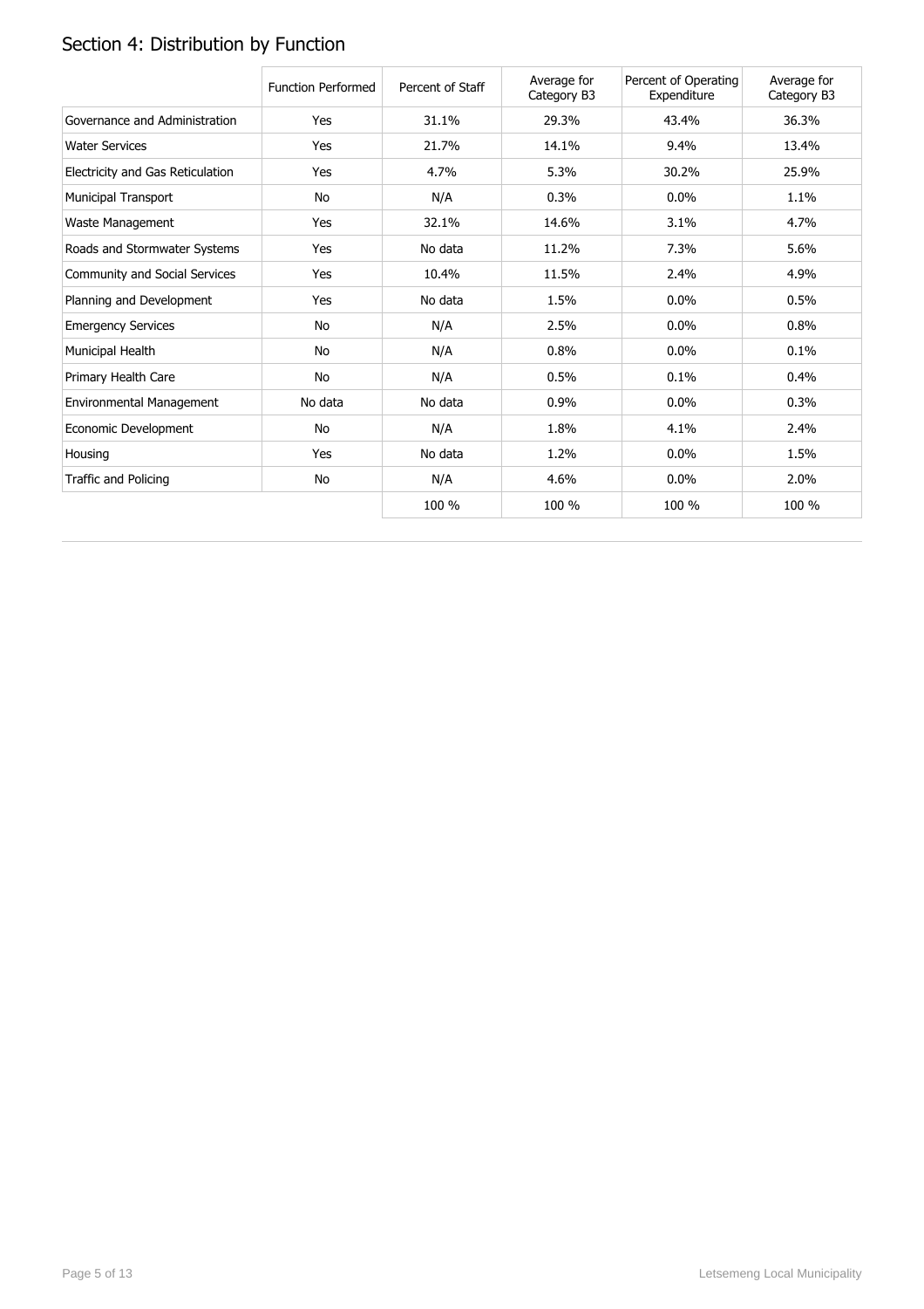## Section 4: Distribution by Function

| | Function Performed | Percent of Staff | Average for Category B3 | Percent of Operating Expenditure | Average for Category B3 |
|---|---|---|---|---|---|
| Governance and Administration | Yes | 31.1% | 29.3% | 43.4% | 36.3% |
| Water Services | Yes | 21.7% | 14.1% | 9.4% | 13.4% |
| Electricity and Gas Reticulation | Yes | 4.7% | 5.3% | 30.2% | 25.9% |
| Municipal Transport | No | N/A | 0.3% | 0.0% | 1.1% |
| Waste Management | Yes | 32.1% | 14.6% | 3.1% | 4.7% |
| Roads and Stormwater Systems | Yes | No data | 11.2% | 7.3% | 5.6% |
| Community and Social Services | Yes | 10.4% | 11.5% | 2.4% | 4.9% |
| Planning and Development | Yes | No data | 1.5% | 0.0% | 0.5% |
| Emergency Services | No | N/A | 2.5% | 0.0% | 0.8% |
| Municipal Health | No | N/A | 0.8% | 0.0% | 0.1% |
| Primary Health Care | No | N/A | 0.5% | 0.1% | 0.4% |
| Environmental Management | No data | No data | 0.9% | 0.0% | 0.3% |
| Economic Development | No | N/A | 1.8% | 4.1% | 2.4% |
| Housing | Yes | No data | 1.2% | 0.0% | 1.5% |
| Traffic and Policing | No | N/A | 4.6% | 0.0% | 2.0% |
| | | 100 % | 100 % | 100 % | 100 % |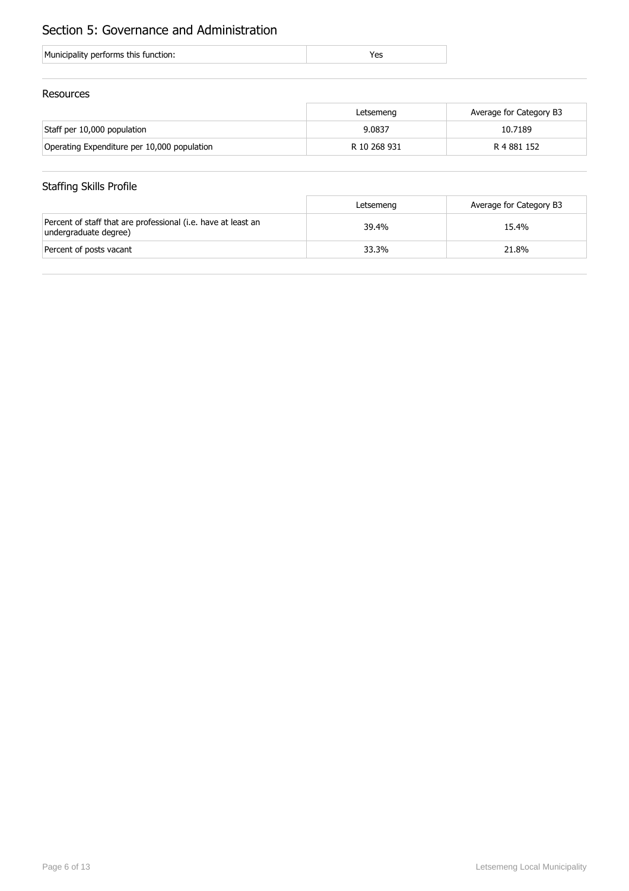# Section 5: Governance and Administration

| Municipality performs this function: | Yes |
|---|---|

## Resources

| | Letsemeng | Average for Category B3 |
|---|---|---|
| Staff per 10,000 population | 9.0837 | 10.7189 |
| Operating Expenditure per 10,000 population | R 10 268 931 | R 4 881 152 |

## Staffing Skills Profile

| | Letsemeng | Average for Category B3 |
|---|---|---|
| Percent of staff that are professional (i.e. have at least an undergraduate degree) | 39.4% | 15.4% |
| Percent of posts vacant | 33.3% | 21.8% |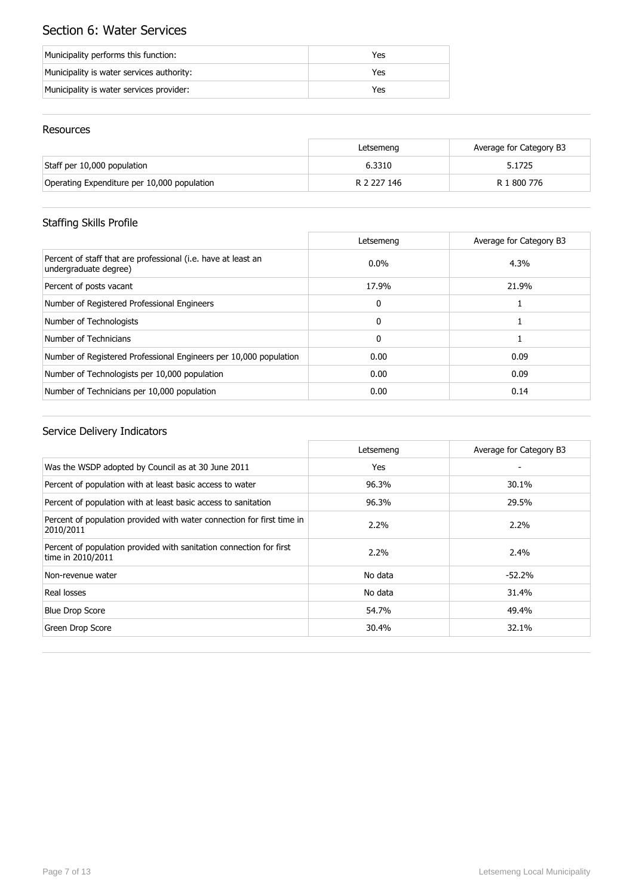# Section 6: Water Services

| | |
|---|---|
| Municipality performs this function: | Yes |
| Municipality is water services authority: | Yes |
| Municipality is water services provider: | Yes |

## Resources

| | Letsemeng | Average for Category B3 |
|---|---|---|
| Staff per 10,000 population | 6.3310 | 5.1725 |
| Operating Expenditure per 10,000 population | R 2 227 146 | R 1 800 776 |

## Staffing Skills Profile

| | Letsemeng | Average for Category B3 |
|---|---|---|
| Percent of staff that are professional (i.e. have at least an undergraduate degree) | 0.0% | 4.3% |
| Percent of posts vacant | 17.9% | 21.9% |
| Number of Registered Professional Engineers | 0 | 1 |
| Number of Technologists | 0 | 1 |
| Number of Technicians | 0 | 1 |
| Number of Registered Professional Engineers per 10,000 population | 0.00 | 0.09 |
| Number of Technologists per 10,000 population | 0.00 | 0.09 |
| Number of Technicians per 10,000 population | 0.00 | 0.14 |

## Service Delivery Indicators

| | Letsemeng | Average for Category B3 |
|---|---|---|
| Was the WSDP adopted by Council as at 30 June 2011 | Yes | - |
| Percent of population with at least basic access to water | 96.3% | 30.1% |
| Percent of population with at least basic access to sanitation | 96.3% | 29.5% |
| Percent of population provided with water connection for first time in 2010/2011 | 2.2% | 2.2% |
| Percent of population provided with sanitation connection for first time in 2010/2011 | 2.2% | 2.4% |
| Non-revenue water | No data | -52.2% |
| Real losses | No data | 31.4% |
| Blue Drop Score | 54.7% | 49.4% |
| Green Drop Score | 30.4% | 32.1% |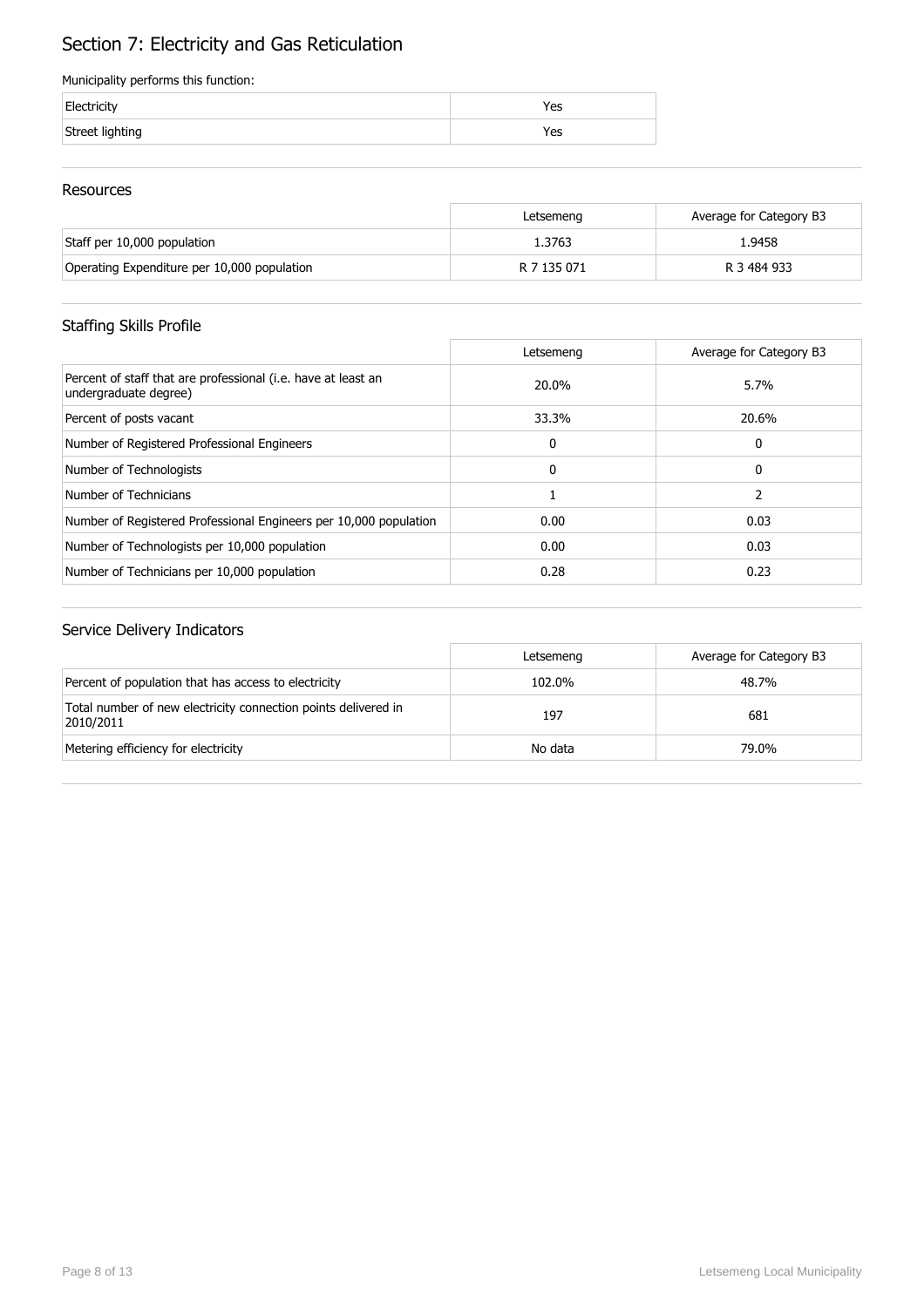# Section 7: Electricity and Gas Reticulation

Municipality performs this function:

| | |
|---|---|
| Electricity | Yes |
| Street lighting | Yes |

## Resources

| | Letsemeng | Average for Category B3 |
|---|---|---|
| Staff per 10,000 population | 1.3763 | 1.9458 |
| Operating Expenditure per 10,000 population | R 7 135 071 | R 3 484 933 |

## Staffing Skills Profile

| | Letsemeng | Average for Category B3 |
|---|---|---|
| Percent of staff that are professional (i.e. have at least an undergraduate degree) | 20.0% | 5.7% |
| Percent of posts vacant | 33.3% | 20.6% |
| Number of Registered Professional Engineers | 0 | 0 |
| Number of Technologists | 0 | 0 |
| Number of Technicians | 1 | 2 |
| Number of Registered Professional Engineers per 10,000 population | 0.00 | 0.03 |
| Number of Technologists per 10,000 population | 0.00 | 0.03 |
| Number of Technicians per 10,000 population | 0.28 | 0.23 |

## Service Delivery Indicators

| | Letsemeng | Average for Category B3 |
|---|---|---|
| Percent of population that has access to electricity | 102.0% | 48.7% |
| Total number of new electricity connection points delivered in 2010/2011 | 197 | 681 |
| Metering efficiency for electricity | No data | 79.0% |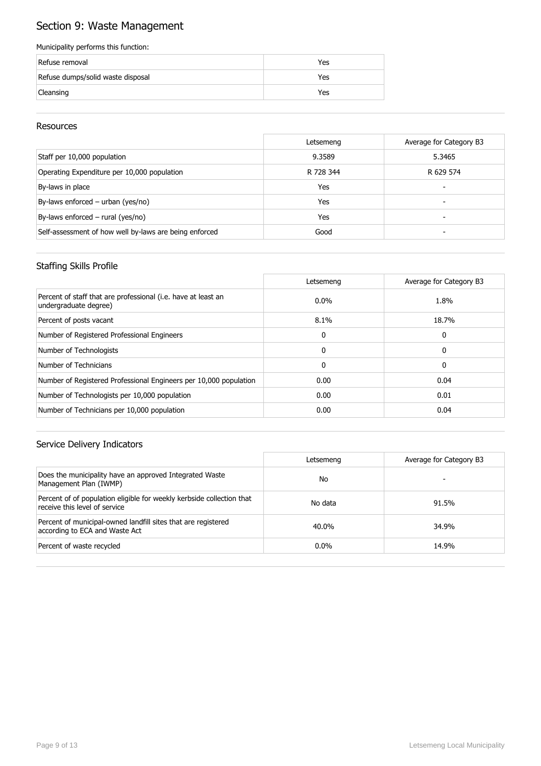# Section 9: Waste Management

Municipality performs this function:

| | |
|---|---|
| Refuse removal | Yes |
| Refuse dumps/solid waste disposal | Yes |
| Cleansing | Yes |

## Resources

| | Letsemeng | Average for Category B3 |
|---|---|---|
| Staff per 10,000 population | 9.3589 | 5.3465 |
| Operating Expenditure per 10,000 population | R 728 344 | R 629 574 |
| By-laws in place | Yes | - |
| By-laws enforced – urban (yes/no) | Yes | - |
| By-laws enforced – rural (yes/no) | Yes | - |
| Self-assessment of how well by-laws are being enforced | Good | - |

## Staffing Skills Profile

| | Letsemeng | Average for Category B3 |
|---|---|---|
| Percent of staff that are professional (i.e. have at least an undergraduate degree) | 0.0% | 1.8% |
| Percent of posts vacant | 8.1% | 18.7% |
| Number of Registered Professional Engineers | 0 | 0 |
| Number of Technologists | 0 | 0 |
| Number of Technicians | 0 | 0 |
| Number of Registered Professional Engineers per 10,000 population | 0.00 | 0.04 |
| Number of Technologists per 10,000 population | 0.00 | 0.01 |
| Number of Technicians per 10,000 population | 0.00 | 0.04 |

## Service Delivery Indicators

| | Letsemeng | Average for Category B3 |
|---|---|---|
| Does the municipality have an approved Integrated Waste Management Plan (IWMP) | No | - |
| Percent of of population eligible for weekly kerbside collection that receive this level of service | No data | 91.5% |
| Percent of municipal-owned landfill sites that are registered according to ECA and Waste Act | 40.0% | 34.9% |
| Percent of waste recycled | 0.0% | 14.9% |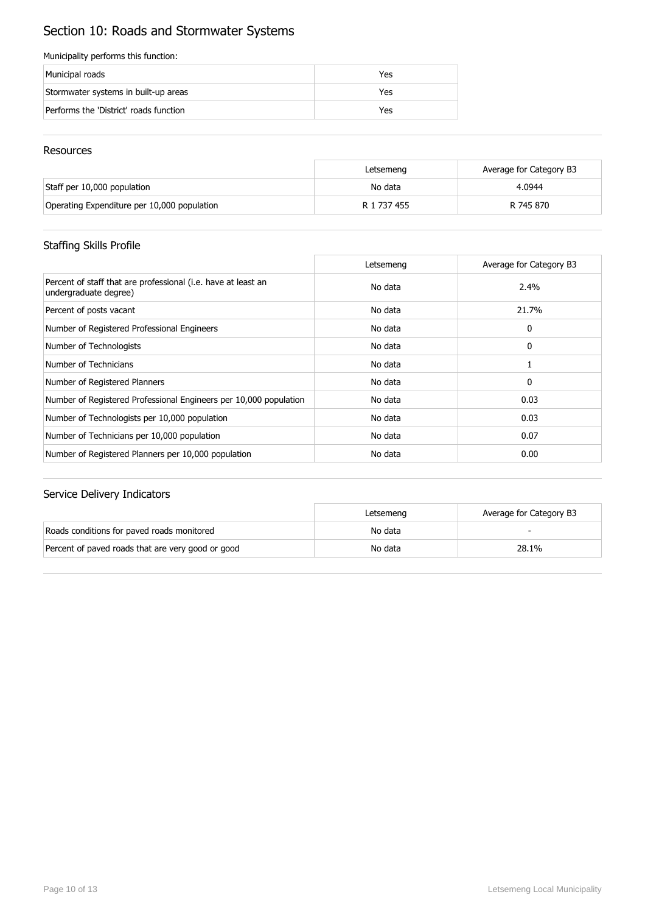# Section 10: Roads and Stormwater Systems

Municipality performs this function:

| | |
|---|---|
| Municipal roads | Yes |
| Stormwater systems in built-up areas | Yes |
| Performs the 'District' roads function | Yes |

## Resources

| | Letsemeng | Average for Category B3 |
|---|---|---|
| Staff per 10,000 population | No data | 4.0944 |
| Operating Expenditure per 10,000 population | R 1 737 455 | R 745 870 |

## Staffing Skills Profile

| | Letsemeng | Average for Category B3 |
|---|---|---|
| Percent of staff that are professional (i.e. have at least an undergraduate degree) | No data | 2.4% |
| Percent of posts vacant | No data | 21.7% |
| Number of Registered Professional Engineers | No data | 0 |
| Number of Technologists | No data | 0 |
| Number of Technicians | No data | 1 |
| Number of Registered Planners | No data | 0 |
| Number of Registered Professional Engineers per 10,000 population | No data | 0.03 |
| Number of Technologists per 10,000 population | No data | 0.03 |
| Number of Technicians per 10,000 population | No data | 0.07 |
| Number of Registered Planners per 10,000 population | No data | 0.00 |

## Service Delivery Indicators

| | Letsemeng | Average for Category B3 |
|---|---|---|
| Roads conditions for paved roads monitored | No data | - |
| Percent of paved roads that are very good or good | No data | 28.1% |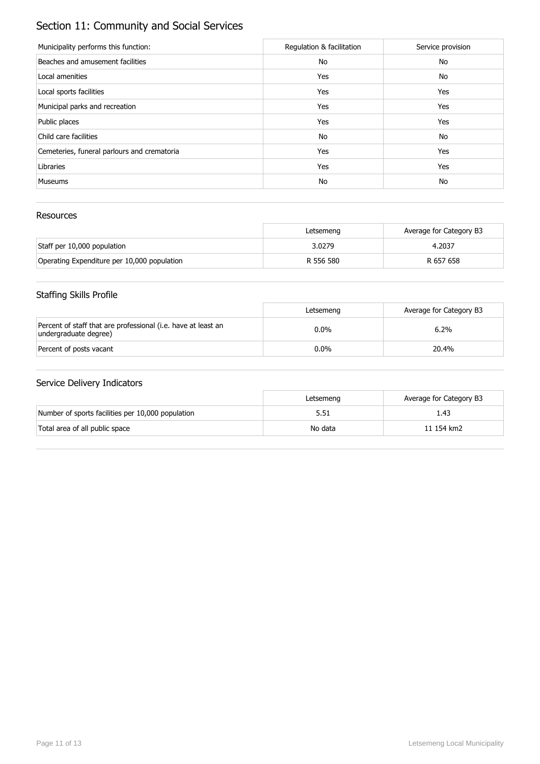# Section 11: Community and Social Services

| Municipality performs this function: | Regulation & facilitation | Service provision |
| --- | --- | --- |
| Beaches and amusement facilities | No | No |
| Local amenities | Yes | No |
| Local sports facilities | Yes | Yes |
| Municipal parks and recreation | Yes | Yes |
| Public places | Yes | Yes |
| Child care facilities | No | No |
| Cemeteries, funeral parlours and crematoria | Yes | Yes |
| Libraries | Yes | Yes |
| Museums | No | No |

## Resources

| | Letsemeng | Average for Category B3 |
| --- | --- | --- |
| Staff per 10,000 population | 3.0279 | 4.2037 |
| Operating Expenditure per 10,000 population | R 556 580 | R 657 658 |

## Staffing Skills Profile

| | Letsemeng | Average for Category B3 |
| --- | --- | --- |
| Percent of staff that are professional (i.e. have at least an undergraduate degree) | 0.0% | 6.2% |
| Percent of posts vacant | 0.0% | 20.4% |

## Service Delivery Indicators

| | Letsemeng | Average for Category B3 |
| --- | --- | --- |
| Number of sports facilities per 10,000 population | 5.51 | 1.43 |
| Total area of all public space | No data | 11 154 km2 |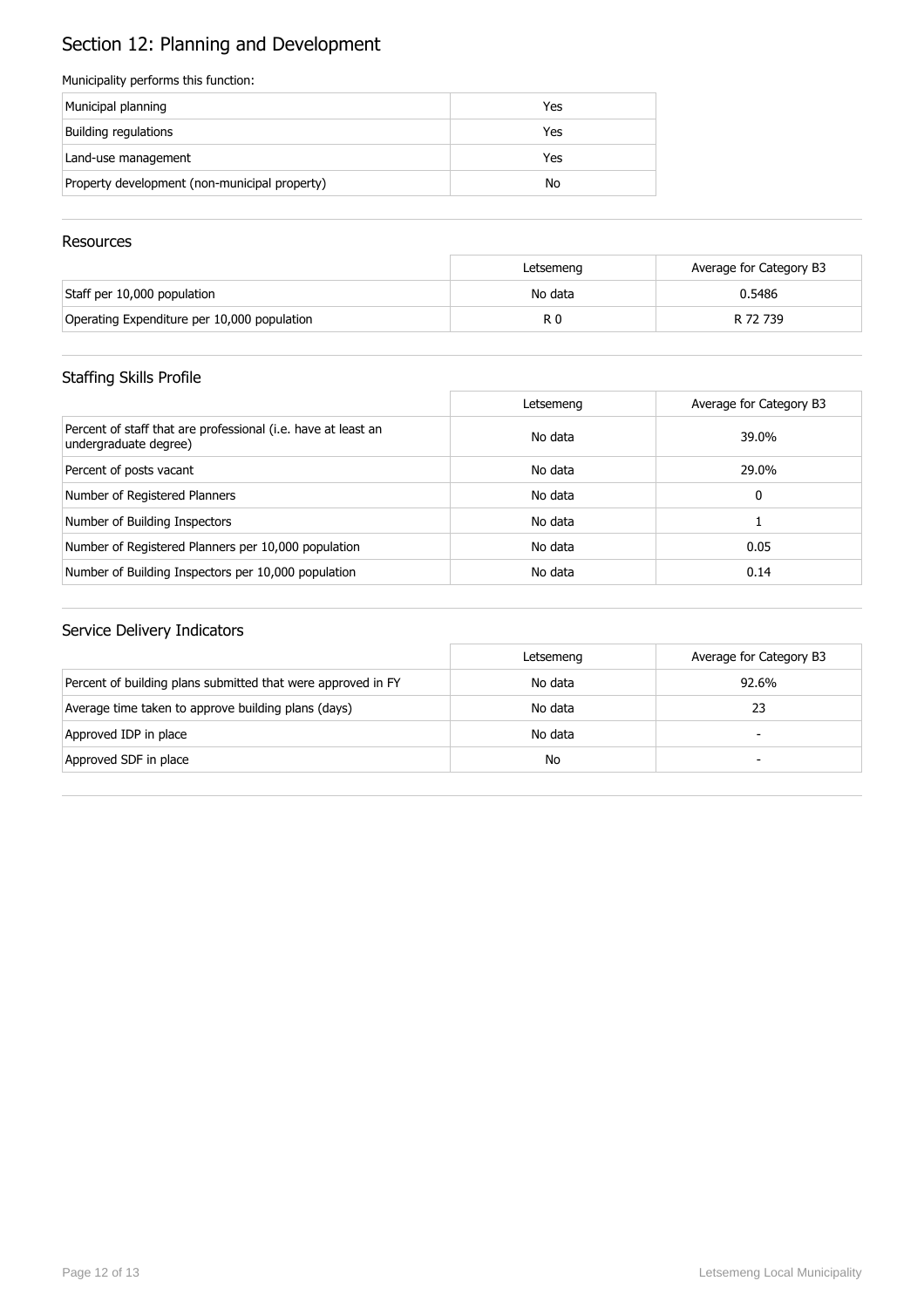# Section 12: Planning and Development

Municipality performs this function:

| | |
|---|---|
| Municipal planning | Yes |
| Building regulations | Yes |
| Land-use management | Yes |
| Property development (non-municipal property) | No |

## Resources

| | Letsemeng | Average for Category B3 |
|---|---|---|
| Staff per 10,000 population | No data | 0.5486 |
| Operating Expenditure per 10,000 population | R 0 | R 72 739 |

## Staffing Skills Profile

| | Letsemeng | Average for Category B3 |
|---|---|---|
| Percent of staff that are professional (i.e. have at least an undergraduate degree) | No data | 39.0% |
| Percent of posts vacant | No data | 29.0% |
| Number of Registered Planners | No data | 0 |
| Number of Building Inspectors | No data | 1 |
| Number of Registered Planners per 10,000 population | No data | 0.05 |
| Number of Building Inspectors per 10,000 population | No data | 0.14 |

## Service Delivery Indicators

| | Letsemeng | Average for Category B3 |
|---|---|---|
| Percent of building plans submitted that were approved in FY | No data | 92.6% |
| Average time taken to approve building plans (days) | No data | 23 |
| Approved IDP in place | No data | - |
| Approved SDF in place | No | - |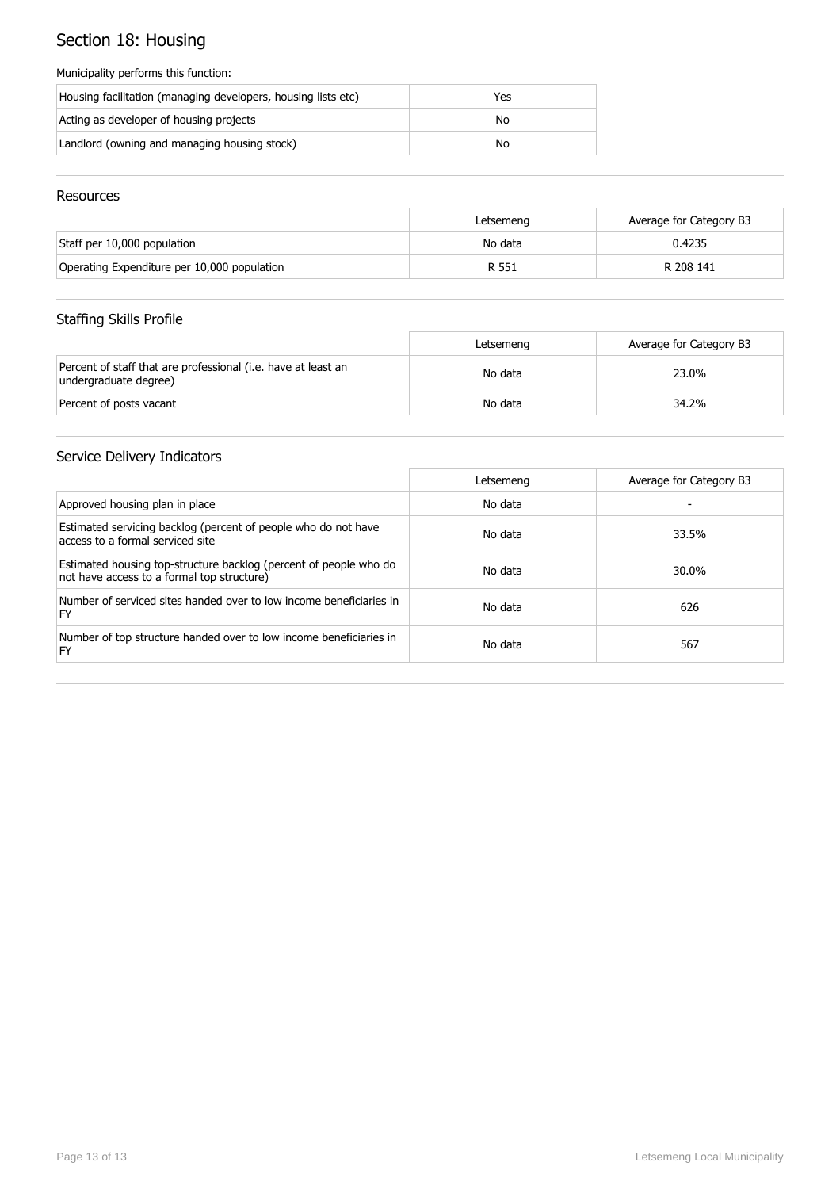# Section 18: Housing

Municipality performs this function:

| | |
|---|---|
| Housing facilitation (managing developers, housing lists etc) | Yes |
| Acting as developer of housing projects | No |
| Landlord (owning and managing housing stock) | No |

## Resources

| | Letsemeng | Average for Category B3 |
|---|---|---|
| Staff per 10,000 population | No data | 0.4235 |
| Operating Expenditure per 10,000 population | R 551 | R 208 141 |

## Staffing Skills Profile

| | Letsemeng | Average for Category B3 |
|---|---|---|
| Percent of staff that are professional (i.e. have at least an undergraduate degree) | No data | 23.0% |
| Percent of posts vacant | No data | 34.2% |

## Service Delivery Indicators

| | Letsemeng | Average for Category B3 |
|---|---|---|
| Approved housing plan in place | No data | - |
| Estimated servicing backlog (percent of people who do not have access to a formal serviced site | No data | 33.5% |
| Estimated housing top-structure backlog (percent of people who do not have access to a formal top structure) | No data | 30.0% |
| Number of serviced sites handed over to low income beneficiaries in FY | No data | 626 |
| Number of top structure handed over to low income beneficiaries in FY | No data | 567 |